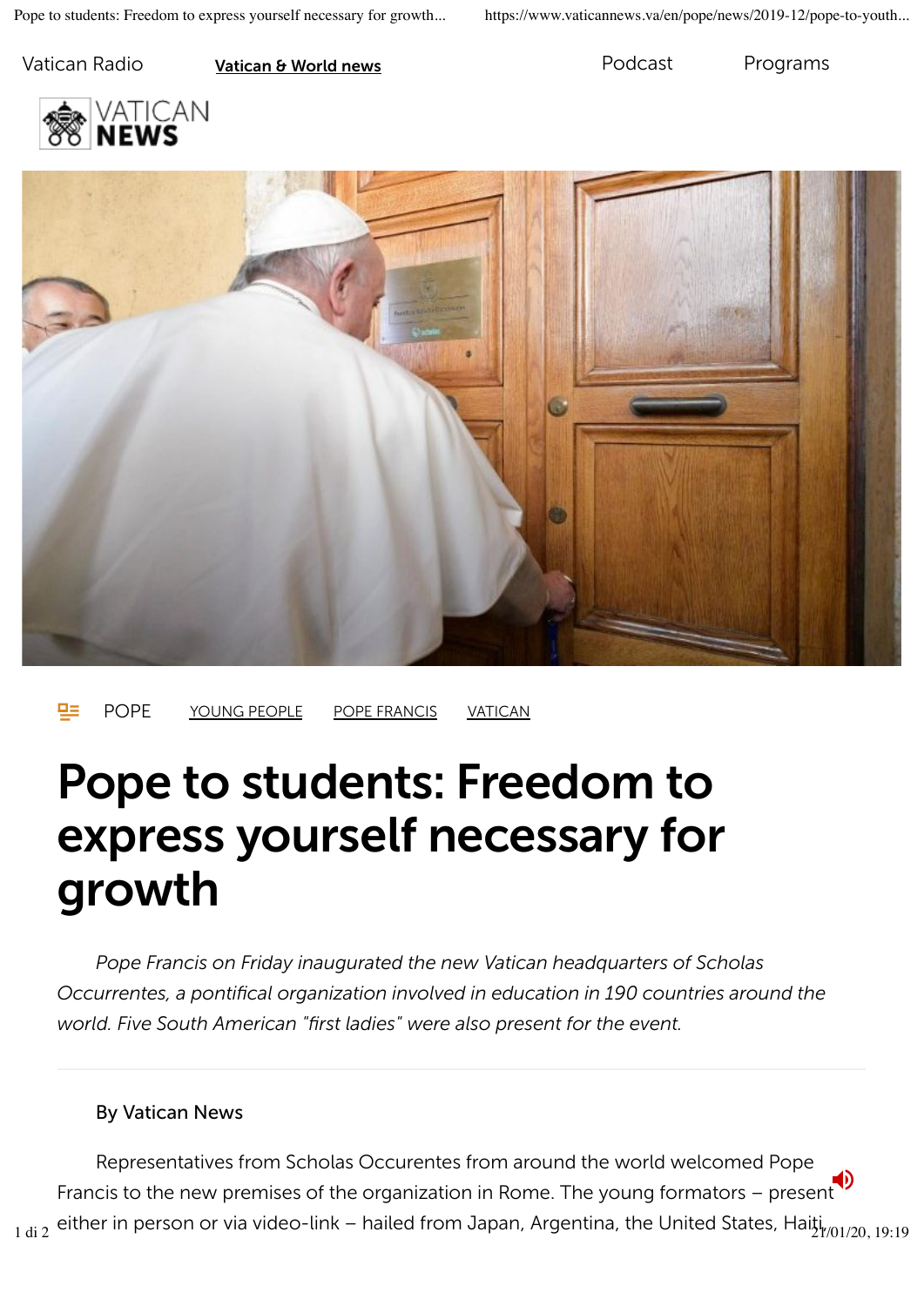Vatican Radio | **Vatican & World news** | Podcast | Programs

VATICAN **NEWS**

POPE | YOUNG PEOPLE | POPE FRANCIS | VATICAN

# Pope to students: Freedom to express yourself necessary for growth

*Pope Francis on Friday inaugurated the new Vatican headquarters of Scholas Occurrentes, a pontifical organization involved in education in 190 countries around the world. Five South American "first ladies" were also present for the event.*

By Vatican News

Representatives from Scholas Occurentes from around the world welcomed Pope Francis to the new premises of the organization in Rome. The young formators – present either in person or via video-link – hailed from Japan, Argentina, the United States, Haiti,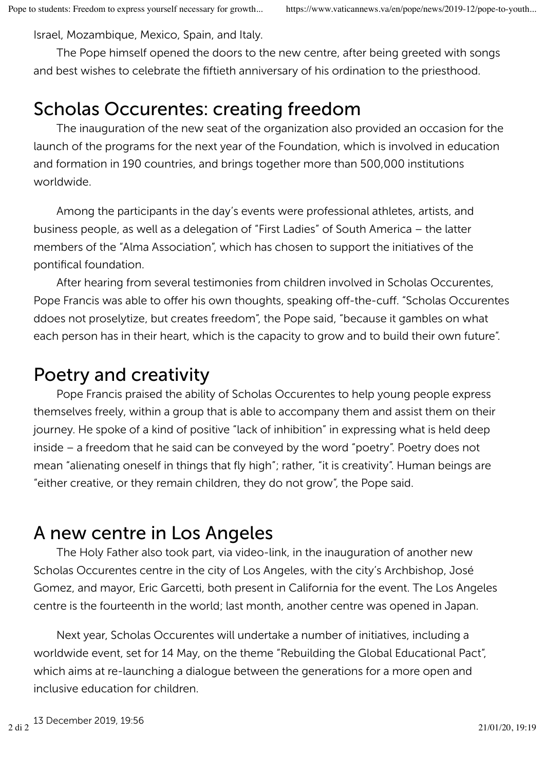Israel, Mozambique, Mexico, Spain, and Italy.

The Pope himself opened the doors to the new centre, after being greeted with songs and best wishes to celebrate the fiftieth anniversary of his ordination to the priesthood.

## Scholas Occurentes: creating freedom

The inauguration of the new seat of the organization also provided an occasion for the launch of the programs for the next year of the Foundation, which is involved in education and formation in 190 countries, and brings together more than 500,000 institutions worldwide.

Among the participants in the day's events were professional athletes, artists, and business people, as well as a delegation of "First Ladies" of South America – the latter members of the "Alma Association", which has chosen to support the initiatives of the pontifical foundation.

After hearing from several testimonies from children involved in Scholas Occurentes, Pope Francis was able to offer his own thoughts, speaking off-the-cuff. "Scholas Occurentes ddoes not proselytize, but creates freedom", the Pope said, "because it gambles on what each person has in their heart, which is the capacity to grow and to build their own future".

## Poetry and creativity

Pope Francis praised the ability of Scholas Occurentes to help young people express themselves freely, within a group that is able to accompany them and assist them on their journey. He spoke of a kind of positive "lack of inhibition" in expressing what is held deep inside – a freedom that he said can be conveyed by the word "poetry". Poetry does not mean "alienating oneself in things that fly high"; rather, "it is creativity". Human beings are "either creative, or they remain children, they do not grow", the Pope said.

## A new centre in Los Angeles

The Holy Father also took part, via video-link, in the inauguration of another new Scholas Occurentes centre in the city of Los Angeles, with the city's Archbishop, José Gomez, and mayor, Eric Garcetti, both present in California for the event. The Los Angeles centre is the fourteenth in the world; last month, another centre was opened in Japan.

Next year, Scholas Occurentes will undertake a number of initiatives, including a worldwide event, set for 14 May, on the theme "Rebuilding the Global Educational Pact", which aims at re-launching a dialogue between the generations for a more open and inclusive education for children.

13 December 2019, 19:56